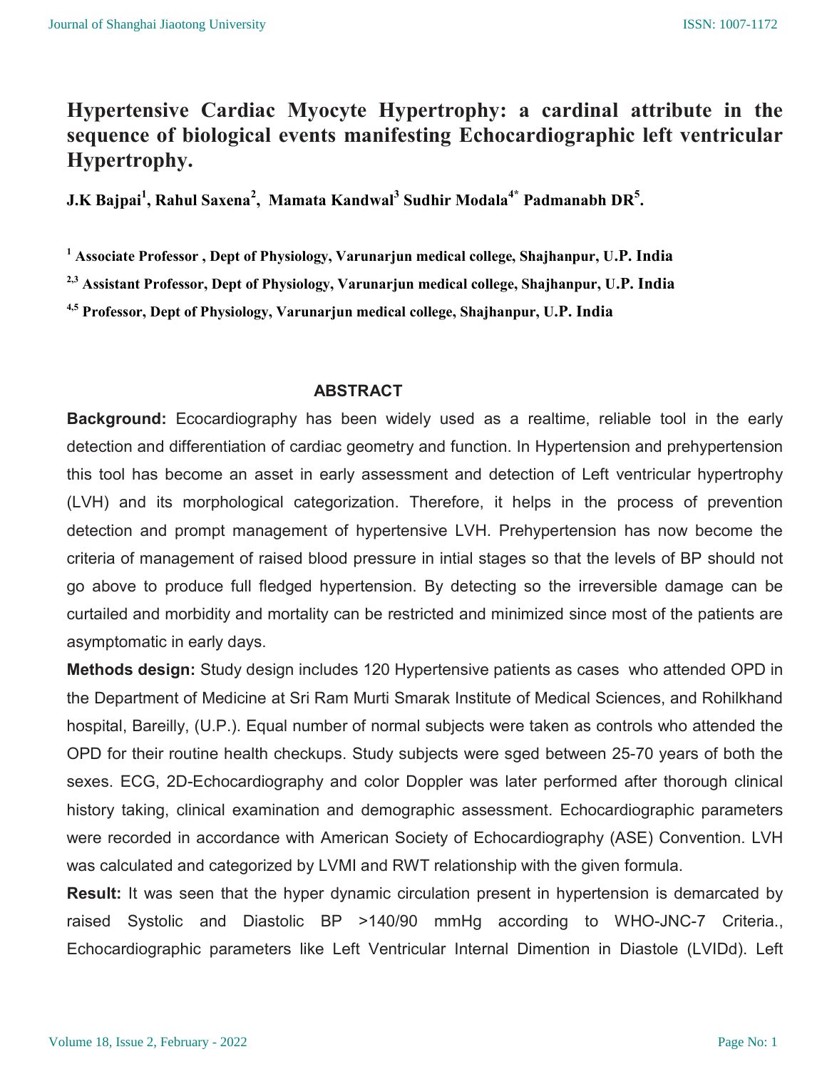# Hypertensive Cardiac Myocyte Hypertrophy: a cardinal attribute in the sequence of biological events manifesting Echocardiographic left ventricular Hypertrophy.

**J.K Bajpai[1], Rahul Saxena[2], Mamata Kandwal[3] Sudhir Modala[4*] Padmanabh DR[5].**

[1] Associate Professor , Dept of Physiology, Varunarjun medical college, Shajhanpur, U.P. India

[2,3] Assistant Professor, Dept of Physiology, Varunarjun medical college, Shajhanpur, U.P. India

[4,5] Professor, Dept of Physiology, Varunarjun medical college, Shajhanpur, U.P. India

## ABSTRACT

**Background:** Ecocardiography has been widely used as a realtime, reliable tool in the early detection and differentiation of cardiac geometry and function. In Hypertension and prehypertension this tool has become an asset in early assessment and detection of Left ventricular hypertrophy (LVH) and its morphological categorization. Therefore, it helps in the process of prevention detection and prompt management of hypertensive LVH. Prehypertension has now become the criteria of management of raised blood pressure in intial stages so that the levels of BP should not go above to produce full fledged hypertension. By detecting so the irreversible damage can be curtailed and morbidity and mortality can be restricted and minimized since most of the patients are asymptomatic in early days.

**Methods design:** Study design includes 120 Hypertensive patients as cases who attended OPD in the Department of Medicine at Sri Ram Murti Smarak Institute of Medical Sciences, and Rohilkhand hospital, Bareilly, (U.P.). Equal number of normal subjects were taken as controls who attended the OPD for their routine health checkups. Study subjects were sged between 25-70 years of both the sexes. ECG, 2D-Echocardiography and color Doppler was later performed after thorough clinical history taking, clinical examination and demographic assessment. Echocardiographic parameters were recorded in accordance with American Society of Echocardiography (ASE) Convention. LVH was calculated and categorized by LVMI and RWT relationship with the given formula.

**Result:** It was seen that the hyper dynamic circulation present in hypertension is demarcated by raised Systolic and Diastolic BP >140/90 mmHg according to WHO-JNC-7 Criteria., Echocardiographic parameters like Left Ventricular Internal Dimention in Diastole (LVIDd). Left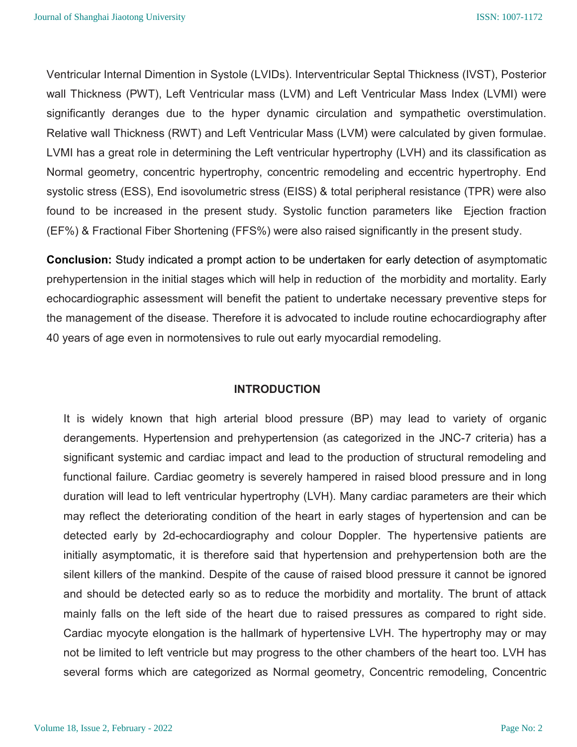Ventricular Internal Dimention in Systole (LVIDs). Interventricular Septal Thickness (IVST), Posterior wall Thickness (PWT), Left Ventricular mass (LVM) and Left Ventricular Mass Index (LVMI) were significantly deranges due to the hyper dynamic circulation and sympathetic overstimulation. Relative wall Thickness (RWT) and Left Ventricular Mass (LVM) were calculated by given formulae. LVMI has a great role in determining the Left ventricular hypertrophy (LVH) and its classification as Normal geometry, concentric hypertrophy, concentric remodeling and eccentric hypertrophy. End systolic stress (ESS), End isovolumetric stress (EISS) & total peripheral resistance (TPR) were also found to be increased in the present study. Systolic function parameters like Ejection fraction (EF%) & Fractional Fiber Shortening (FFS%) were also raised significantly in the present study.

**Conclusion:** Study indicated a prompt action to be undertaken for early detection of asymptomatic prehypertension in the initial stages which will help in reduction of the morbidity and mortality. Early echocardiographic assessment will benefit the patient to undertake necessary preventive steps for the management of the disease. Therefore it is advocated to include routine echocardiography after 40 years of age even in normotensives to rule out early myocardial remodeling.

## INTRODUCTION

It is widely known that high arterial blood pressure (BP) may lead to variety of organic derangements. Hypertension and prehypertension (as categorized in the JNC-7 criteria) has a significant systemic and cardiac impact and lead to the production of structural remodeling and functional failure. Cardiac geometry is severely hampered in raised blood pressure and in long duration will lead to left ventricular hypertrophy (LVH). Many cardiac parameters are their which may reflect the deteriorating condition of the heart in early stages of hypertension and can be detected early by 2d-echocardiography and colour Doppler. The hypertensive patients are initially asymptomatic, it is therefore said that hypertension and prehypertension both are the silent killers of the mankind. Despite of the cause of raised blood pressure it cannot be ignored and should be detected early so as to reduce the morbidity and mortality. The brunt of attack mainly falls on the left side of the heart due to raised pressures as compared to right side. Cardiac myocyte elongation is the hallmark of hypertensive LVH. The hypertrophy may or may not be limited to left ventricle but may progress to the other chambers of the heart too. LVH has several forms which are categorized as Normal geometry, Concentric remodeling, Concentric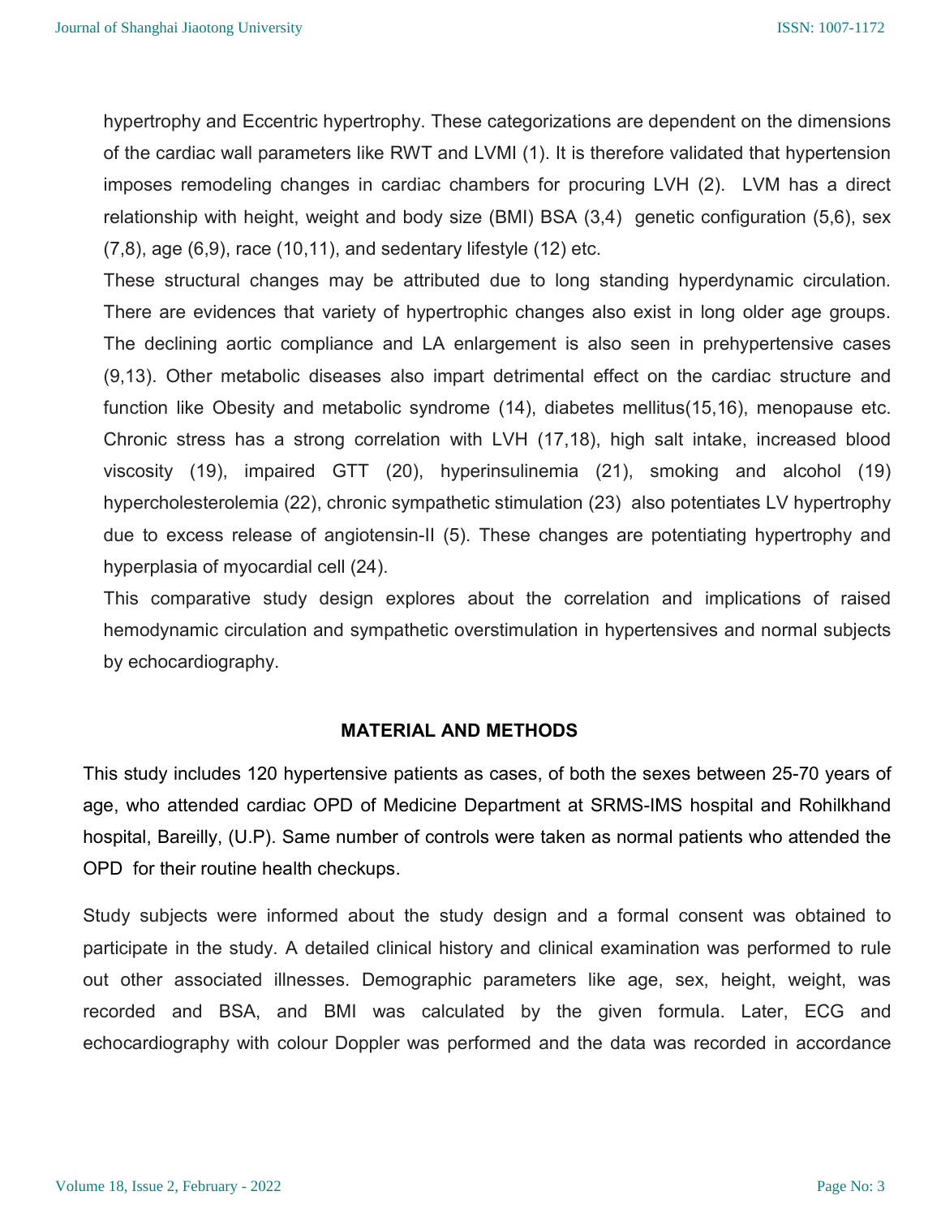hypertrophy and Eccentric hypertrophy. These categorizations are dependent on the dimensions of the cardiac wall parameters like RWT and LVMI (1). It is therefore validated that hypertension imposes remodeling changes in cardiac chambers for procuring LVH (2). LVM has a direct relationship with height, weight and body size (BMI) BSA (3,4) genetic configuration (5,6), sex (7,8), age (6,9), race (10,11), and sedentary lifestyle (12) etc.

These structural changes may be attributed due to long standing hyperdynamic circulation. There are evidences that variety of hypertrophic changes also exist in long older age groups. The declining aortic compliance and LA enlargement is also seen in prehypertensive cases (9,13). Other metabolic diseases also impart detrimental effect on the cardiac structure and function like Obesity and metabolic syndrome (14), diabetes mellitus(15,16), menopause etc. Chronic stress has a strong correlation with LVH (17,18), high salt intake, increased blood viscosity (19), impaired GTT (20), hyperinsulinemia (21), smoking and alcohol (19) hypercholesterolemia (22), chronic sympathetic stimulation (23) also potentiates LV hypertrophy due to excess release of angiotensin-II (5). These changes are potentiating hypertrophy and hyperplasia of myocardial cell (24).

This comparative study design explores about the correlation and implications of raised hemodynamic circulation and sympathetic overstimulation in hypertensives and normal subjects by echocardiography.

## MATERIAL AND METHODS

This study includes 120 hypertensive patients as cases, of both the sexes between 25-70 years of age, who attended cardiac OPD of Medicine Department at SRMS-IMS hospital and Rohilkhand hospital, Bareilly, (U.P). Same number of controls were taken as normal patients who attended the OPD for their routine health checkups.

Study subjects were informed about the study design and a formal consent was obtained to participate in the study. A detailed clinical history and clinical examination was performed to rule out other associated illnesses. Demographic parameters like age, sex, height, weight, was recorded and BSA, and BMI was calculated by the given formula. Later, ECG and echocardiography with colour Doppler was performed and the data was recorded in accordance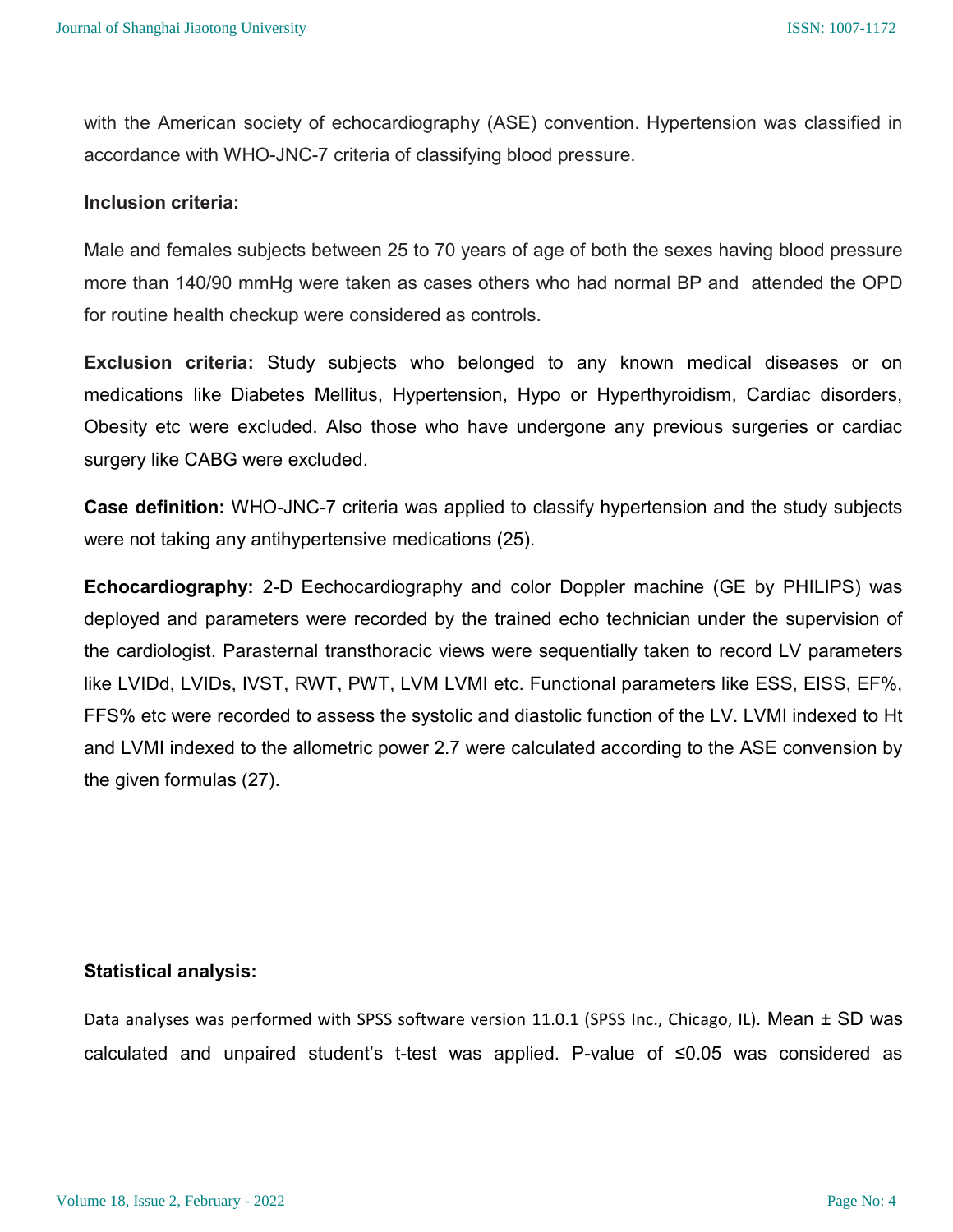with the American society of echocardiography (ASE) convention. Hypertension was classified in accordance with WHO-JNC-7 criteria of classifying blood pressure.

**Inclusion criteria:**

Male and females subjects between 25 to 70 years of age of both the sexes having blood pressure more than 140/90 mmHg were taken as cases others who had normal BP and attended the OPD for routine health checkup were considered as controls.

**Exclusion criteria:** Study subjects who belonged to any known medical diseases or on medications like Diabetes Mellitus, Hypertension, Hypo or Hyperthyroidism, Cardiac disorders, Obesity etc were excluded. Also those who have undergone any previous surgeries or cardiac surgery like CABG were excluded.

**Case definition:** WHO-JNC-7 criteria was applied to classify hypertension and the study subjects were not taking any antihypertensive medications (25).

**Echocardiography:** 2-D Eechocardiography and color Doppler machine (GE by PHILIPS) was deployed and parameters were recorded by the trained echo technician under the supervision of the cardiologist. Parasternal transthoracic views were sequentially taken to record LV parameters like LVIDd, LVIDs, IVST, RWT, PWT, LVM LVMI etc. Functional parameters like ESS, EISS, EF%, FFS% etc were recorded to assess the systolic and diastolic function of the LV. LVMI indexed to Ht and LVMI indexed to the allometric power 2.7 were calculated according to the ASE convension by the given formulas (27).

**Statistical analysis:**

Data analyses was performed with SPSS software version 11.0.1 (SPSS Inc., Chicago, IL). Mean ± SD was calculated and unpaired student's t-test was applied. P-value of ≤0.05 was considered as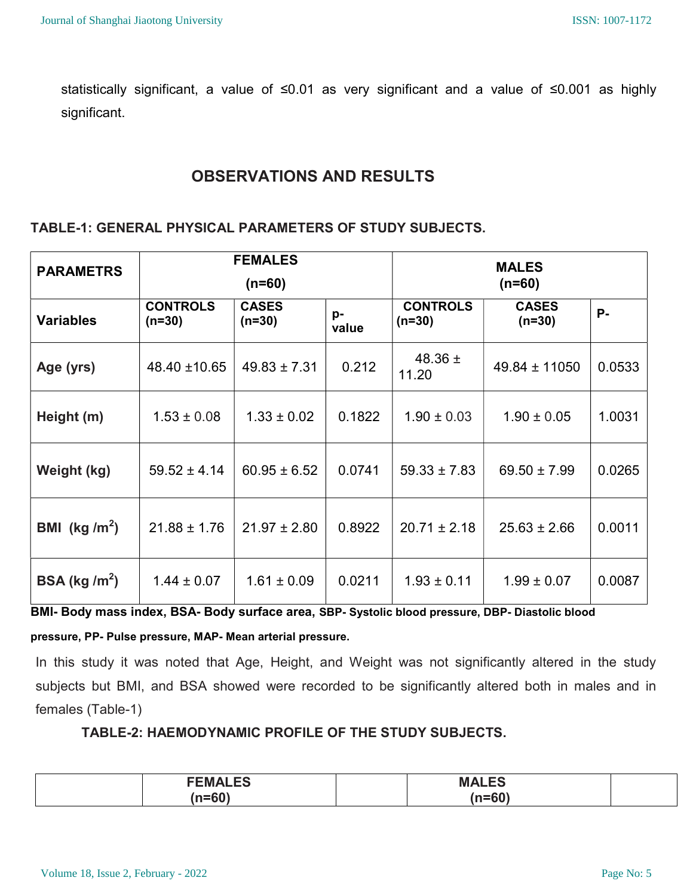statistically significant, a value of ≤0.01 as very significant and a value of ≤0.001 as highly significant.

## OBSERVATIONS AND RESULTS

### TABLE-1: GENERAL PHYSICAL PARAMETERS OF STUDY SUBJECTS.

| PARAMETRS | FEMALES (n=60) | | | MALES (n=60) | | |
|---|---|---|---|---|---|---|
| **Variables** | **CONTROLS (n=30)** | **CASES (n=30)** | **p-value** | **CONTROLS (n=30)** | **CASES (n=30)** | **P-** |
| **Age (yrs)** | 48.40 ±10.65 | 49.83 ± 7.31 | 0.212 | 48.36 ± 11.20 | 49.84 ± 11050 | 0.0533 |
| **Height (m)** | 1.53 ± 0.08 | 1.33 ± 0.02 | 0.1822 | 1.90 ± 0.03 | 1.90 ± 0.05 | 1.0031 |
| **Weight (kg)** | 59.52 ± 4.14 | 60.95 ± 6.52 | 0.0741 | 59.33 ± 7.83 | 69.50 ± 7.99 | 0.0265 |
| **BMI (kg /m$^2$)** | 21.88 ± 1.76 | 21.97 ± 2.80 | 0.8922 | 20.71 ± 2.18 | 25.63 ± 2.66 | 0.0011 |
| **BSA (kg /m$^2$)** | 1.44 ± 0.07 | 1.61 ± 0.09 | 0.0211 | 1.93 ± 0.11 | 1.99 ± 0.07 | 0.0087 |

**BMI- Body mass index, BSA- Body surface area, SBP- Systolic blood pressure, DBP- Diastolic blood pressure, PP- Pulse pressure, MAP- Mean arterial pressure.**

In this study it was noted that Age, Height, and Weight was not significantly altered in the study subjects but BMI, and BSA showed were recorded to be significantly altered both in males and in females (Table-1)

### TABLE-2: HAEMODYNAMIC PROFILE OF THE STUDY SUBJECTS.

| | FEMALES (n=60) | | MALES (n=60) | |
|---|---|---|---|---|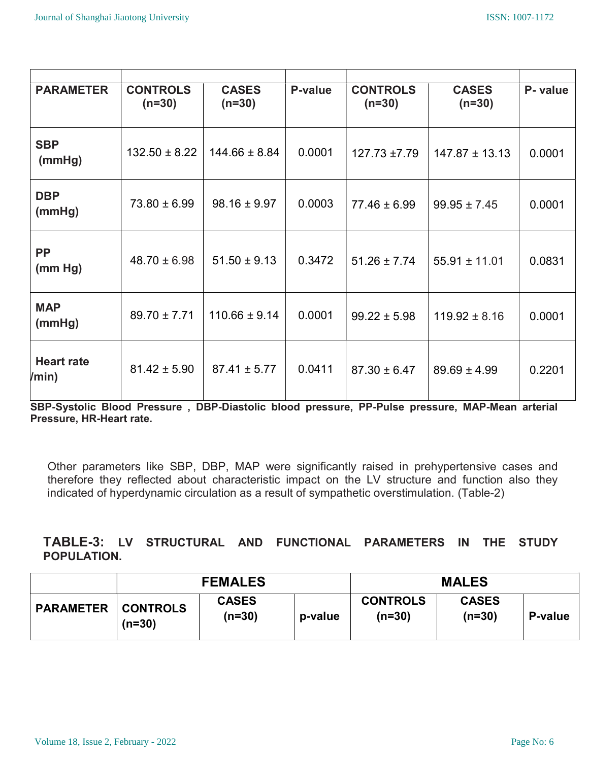| PARAMETER | CONTROLS (n=30) | CASES (n=30) | P-value | CONTROLS (n=30) | CASES (n=30) | P- value |
|---|---|---|---|---|---|---|
| SBP (mmHg) | 132.50 ± 8.22 | 144.66 ± 8.84 | 0.0001 | 127.73 ±7.79 | 147.87 ± 13.13 | 0.0001 |
| DBP (mmHg) | 73.80 ± 6.99 | 98.16 ± 9.97 | 0.0003 | 77.46 ± 6.99 | 99.95 ± 7.45 | 0.0001 |
| PP (mm Hg) | 48.70 ± 6.98 | 51.50 ± 9.13 | 0.3472 | 51.26 ± 7.74 | 55.91 ± 11.01 | 0.0831 |
| MAP (mmHg) | 89.70 ± 7.71 | 110.66 ± 9.14 | 0.0001 | 99.22 ± 5.98 | 119.92 ± 8.16 | 0.0001 |
| Heart rate /min) | 81.42 ± 5.90 | 87.41 ± 5.77 | 0.0411 | 87.30 ± 6.47 | 89.69 ± 4.99 | 0.2201 |

**SBP-Systolic Blood Pressure , DBP-Diastolic blood pressure, PP-Pulse pressure, MAP-Mean arterial Pressure, HR-Heart rate.**

Other parameters like SBP, DBP, MAP were significantly raised in prehypertensive cases and therefore they reflected about characteristic impact on the LV structure and function also they indicated of hyperdynamic circulation as a result of sympathetic overstimulation. (Table-2)

**TABLE-3: LV STRUCTURAL AND FUNCTIONAL PARAMETERS IN THE STUDY POPULATION.**

| | FEMALES | | | MALES | | |
|---|---|---|---|---|---|---|
| PARAMETER | CONTROLS (n=30) | CASES (n=30) | p-value | CONTROLS (n=30) | CASES (n=30) | P-value |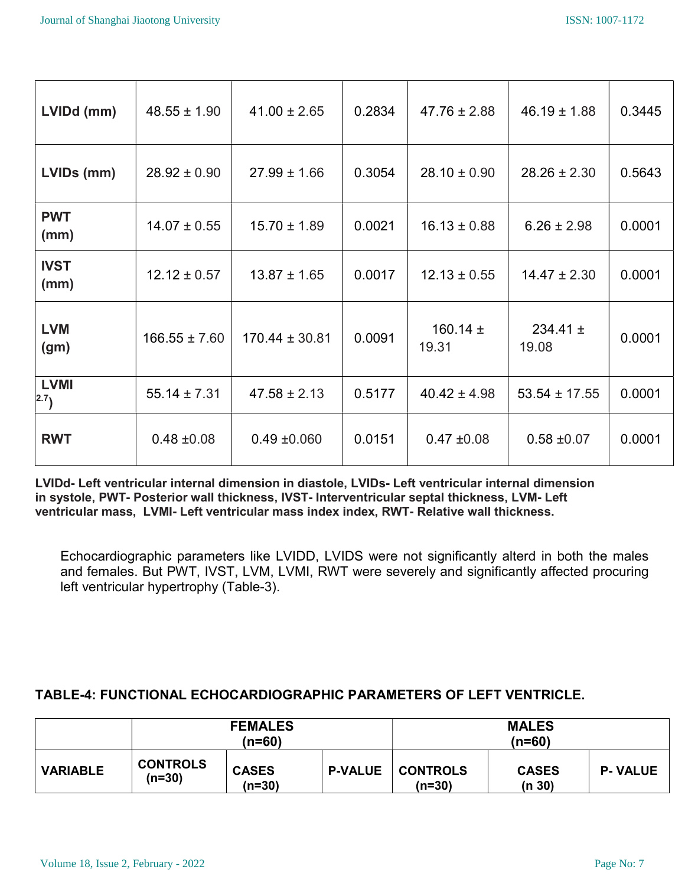| LVIDd (mm) | 48.55 ± 1.90 | 41.00 ± 2.65 | 0.2834 | 47.76 ± 2.88 | 46.19 ± 1.88 | 0.3445 |
|---|---|---|---|---|---|---|
| LVIDs (mm) | 28.92 ± 0.90 | 27.99 ± 1.66 | 0.3054 | 28.10 ± 0.90 | 28.26 ± 2.30 | 0.5643 |
| PWT (mm) | 14.07 ± 0.55 | 15.70 ± 1.89 | 0.0021 | 16.13 ± 0.88 | 6.26 ± 2.98 | 0.0001 |
| IVST (mm) | 12.12 ± 0.57 | 13.87 ± 1.65 | 0.0017 | 12.13 ± 0.55 | 14.47 ± 2.30 | 0.0001 |
| LVM (gm) | 166.55 ± 7.60 | 170.44 ± 30.81 | 0.0091 | 160.14 ± 19.31 | 234.41 ± 19.08 | 0.0001 |
| LVMI $^{2.7}$) | 55.14 ± 7.31 | 47.58 ± 2.13 | 0.5177 | 40.42 ± 4.98 | 53.54 ± 17.55 | 0.0001 |
| RWT | 0.48 ±0.08 | 0.49 ±0.060 | 0.0151 | 0.47 ±0.08 | 0.58 ±0.07 | 0.0001 |

**LVIDd- Left ventricular internal dimension in diastole, LVIDs- Left ventricular internal dimension in systole, PWT- Posterior wall thickness, IVST- Interventricular septal thickness, LVM- Left ventricular mass, LVMI- Left ventricular mass index index, RWT- Relative wall thickness.**

Echocardiographic parameters like LVIDD, LVIDS were not significantly alterd in both the males and females. But PWT, IVST, LVM, LVMI, RWT were severely and significantly affected procuring left ventricular hypertrophy (Table-3).

**TABLE-4: FUNCTIONAL ECHOCARDIOGRAPHIC PARAMETERS OF LEFT VENTRICLE.**

| | FEMALES (n=60) | | | MALES (n=60) | | |
|---|---|---|---|---|---|---|
| VARIABLE | CONTROLS (n=30) | CASES (n=30) | P-VALUE | CONTROLS (n=30) | CASES (n 30) | P- VALUE |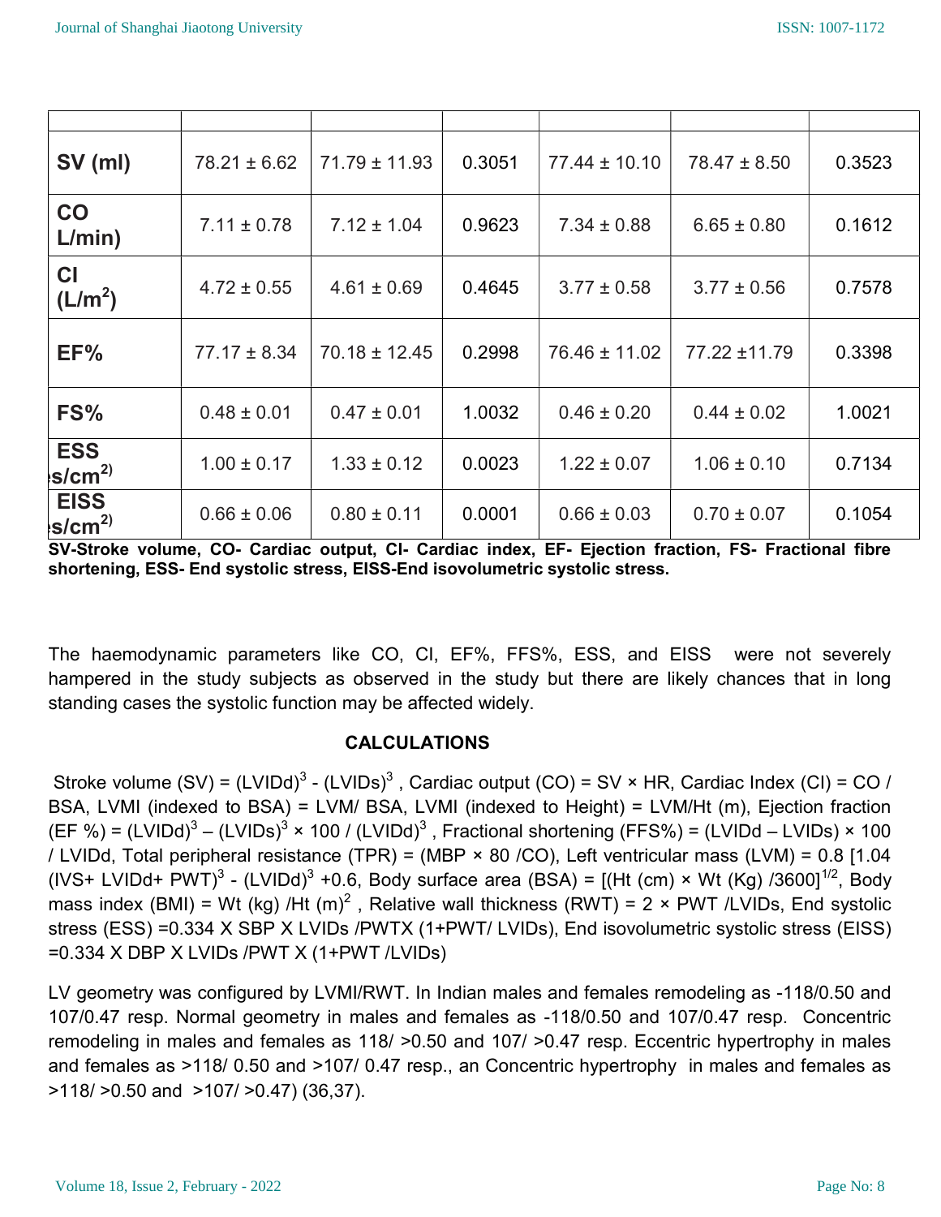| | | | | | | |
|---|---|---|---|---|---|---|
| **SV (ml)** | 78.21 ± 6.62 | 71.79 ± 11.93 | 0.3051 | 77.44 ± 10.10 | 78.47 ± 8.50 | 0.3523 |
| **CO L/min)** | 7.11 ± 0.78 | 7.12 ± 1.04 | 0.9623 | 7.34 ± 0.88 | 6.65 ± 0.80 | 0.1612 |
| **CI ($L/m^2$)** | 4.72 ± 0.55 | 4.61 ± 0.69 | 0.4645 | 3.77 ± 0.58 | 3.77 ± 0.56 | 0.7578 |
| **EF%** | 77.17 ± 8.34 | 70.18 ± 12.45 | 0.2998 | 76.46 ± 11.02 | 77.22 ±11.79 | 0.3398 |
| **FS%** | 0.48 ± 0.01 | 0.47 ± 0.01 | 1.0032 | 0.46 ± 0.20 | 0.44 ± 0.02 | 1.0021 |
| **ESS s/$cm^2$)** | 1.00 ± 0.17 | 1.33 ± 0.12 | 0.0023 | 1.22 ± 0.07 | 1.06 ± 0.10 | 0.7134 |
| **EISS s/$cm^2$)** | 0.66 ± 0.06 | 0.80 ± 0.11 | 0.0001 | 0.66 ± 0.03 | 0.70 ± 0.07 | 0.1054 |

**SV-Stroke volume, CO- Cardiac output, CI- Cardiac index, EF- Ejection fraction, FS- Fractional fibre shortening, ESS- End systolic stress, EISS-End isovolumetric systolic stress.**

The haemodynamic parameters like CO, CI, EF%, FFS%, ESS, and EISS were not severely hampered in the study subjects as observed in the study but there are likely chances that in long standing cases the systolic function may be affected widely.

## CALCULATIONS

Stroke volume (SV) = $(LVIDd)^3$ - $(LVIDs)^3$ , Cardiac output (CO) = SV × HR, Cardiac Index (CI) = CO / BSA, LVMI (indexed to BSA) = LVM/ BSA, LVMI (indexed to Height) = LVM/Ht (m), Ejection fraction (EF %) = $(LVIDd)^3$ – $(LVIDs)^3$ × 100 / $(LVIDd)^3$ , Fractional shortening (FFS%) = (LVIDd – LVIDs) × 100 / LVIDd, Total peripheral resistance (TPR) = (MBP × 80 /CO), Left ventricular mass (LVM) = 0.8 [1.04 $(IVS+ LVIDd+ PWT)^3$ - $(LVIDd)^3$ +0.6, Body surface area (BSA) = $[(Ht (cm) × Wt (Kg) /3600]^{1/2}$, Body mass index (BMI) = Wt (kg) /Ht $(m)^2$ , Relative wall thickness (RWT) = 2 × PWT /LVIDs, End systolic stress (ESS) =0.334 X SBP X LVIDs /PWTX (1+PWT/ LVIDs), End isovolumetric systolic stress (EISS) =0.334 X DBP X LVIDs /PWT X (1+PWT /LVIDs)

LV geometry was configured by LVMI/RWT. In Indian males and females remodeling as -118/0.50 and 107/0.47 resp. Normal geometry in males and females as -118/0.50 and 107/0.47 resp. Concentric remodeling in males and females as 118/ >0.50 and 107/ >0.47 resp. Eccentric hypertrophy in males and females as >118/ 0.50 and >107/ 0.47 resp., an Concentric hypertrophy in males and females as >118/ >0.50 and >107/ >0.47) (36,37).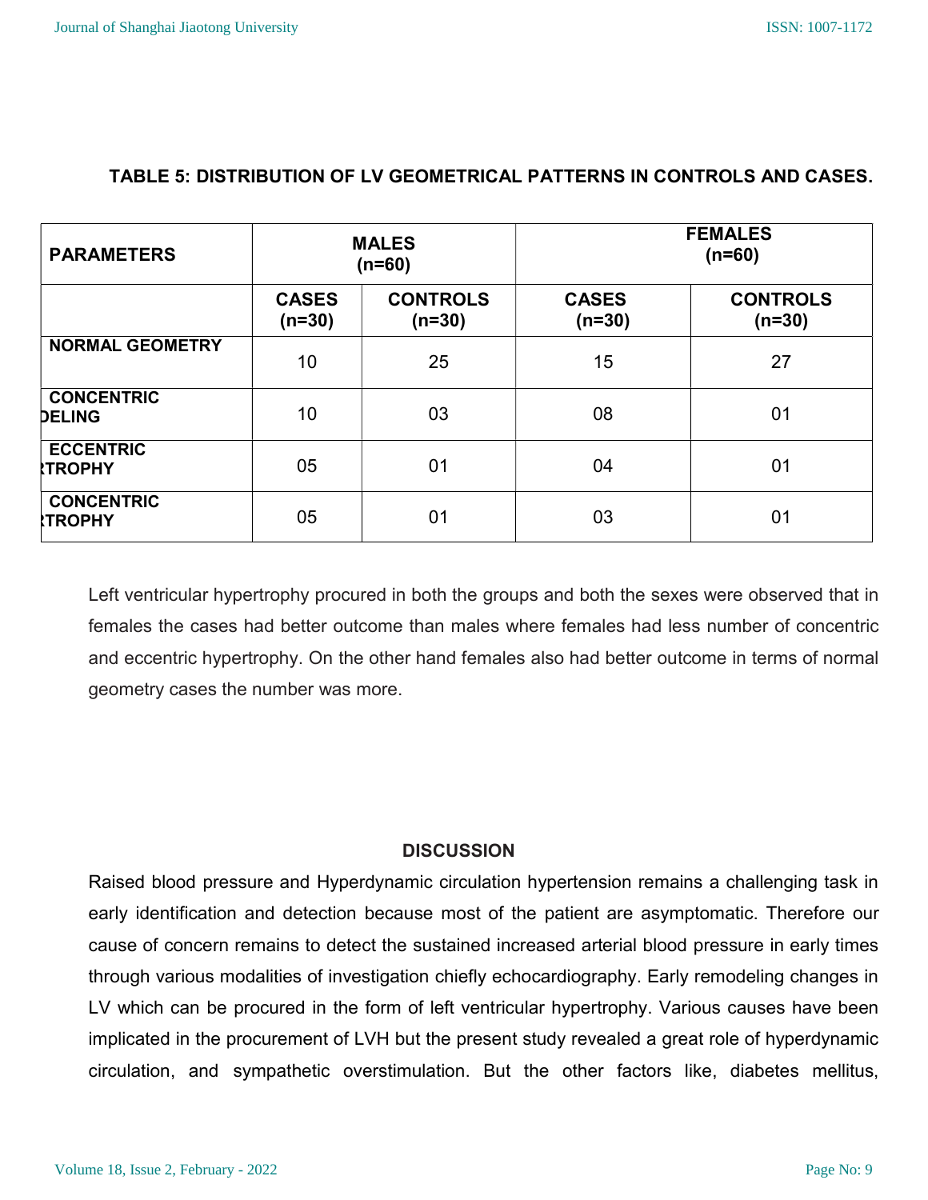**TABLE 5: DISTRIBUTION OF LV GEOMETRICAL PATTERNS IN CONTROLS AND CASES.**

| PARAMETERS | MALES (n=60) | | FEMALES (n=60) | |
|---|---|---|---|---|
| | CASES (n=30) | CONTROLS (n=30) | CASES (n=30) | CONTROLS (n=30) |
| NORMAL GEOMETRY | 10 | 25 | 15 | 27 |
| CONCENTRIC DELING | 10 | 03 | 08 | 01 |
| ECCENTRIC RTROPHY | 05 | 01 | 04 | 01 |
| CONCENTRIC RTROPHY | 05 | 01 | 03 | 01 |

Left ventricular hypertrophy procured in both the groups and both the sexes were observed that in females the cases had better outcome than males where females had less number of concentric and eccentric hypertrophy. On the other hand females also had better outcome in terms of normal geometry cases the number was more.

## DISCUSSION

Raised blood pressure and Hyperdynamic circulation hypertension remains a challenging task in early identification and detection because most of the patient are asymptomatic. Therefore our cause of concern remains to detect the sustained increased arterial blood pressure in early times through various modalities of investigation chiefly echocardiography. Early remodeling changes in LV which can be procured in the form of left ventricular hypertrophy. Various causes have been implicated in the procurement of LVH but the present study revealed a great role of hyperdynamic circulation, and sympathetic overstimulation. But the other factors like, diabetes mellitus,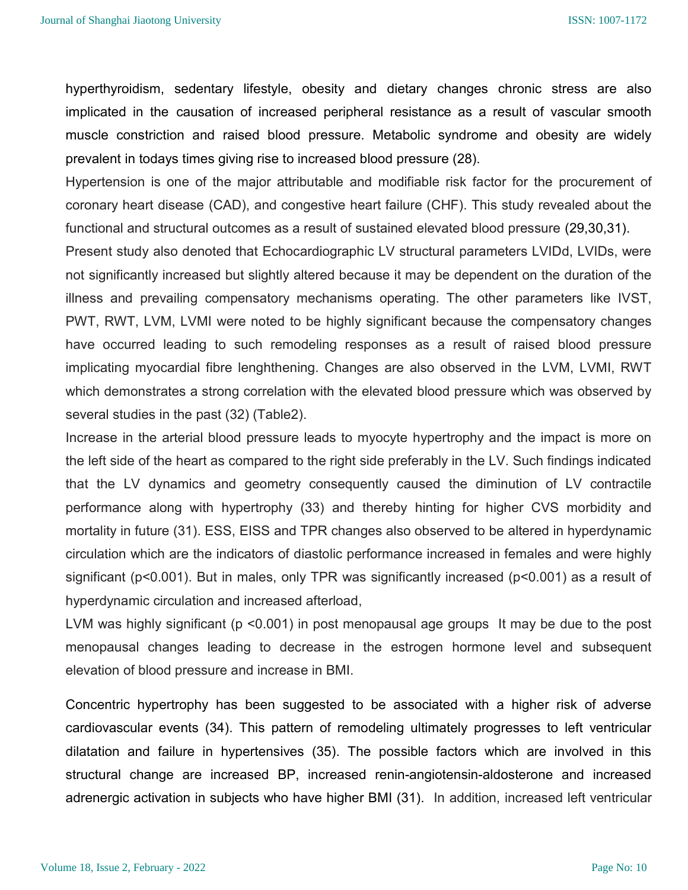hyperthyroidism, sedentary lifestyle, obesity and dietary changes chronic stress are also implicated in the causation of increased peripheral resistance as a result of vascular smooth muscle constriction and raised blood pressure. Metabolic syndrome and obesity are widely prevalent in todays times giving rise to increased blood pressure (28).

Hypertension is one of the major attributable and modifiable risk factor for the procurement of coronary heart disease (CAD), and congestive heart failure (CHF). This study revealed about the functional and structural outcomes as a result of sustained elevated blood pressure (29,30,31).

Present study also denoted that Echocardiographic LV structural parameters LVIDd, LVIDs, were not significantly increased but slightly altered because it may be dependent on the duration of the illness and prevailing compensatory mechanisms operating. The other parameters like IVST, PWT, RWT, LVM, LVMI were noted to be highly significant because the compensatory changes have occurred leading to such remodeling responses as a result of raised blood pressure implicating myocardial fibre lenghthening. Changes are also observed in the LVM, LVMI, RWT which demonstrates a strong correlation with the elevated blood pressure which was observed by several studies in the past (32) (Table2).

Increase in the arterial blood pressure leads to myocyte hypertrophy and the impact is more on the left side of the heart as compared to the right side preferably in the LV. Such findings indicated that the LV dynamics and geometry consequently caused the diminution of LV contractile performance along with hypertrophy (33) and thereby hinting for higher CVS morbidity and mortality in future (31). ESS, EISS and TPR changes also observed to be altered in hyperdynamic circulation which are the indicators of diastolic performance increased in females and were highly significant ($p<0.001$). But in males, only TPR was significantly increased ($p<0.001$) as a result of hyperdynamic circulation and increased afterload,

LVM was highly significant ($p <0.001$) in post menopausal age groups It may be due to the post menopausal changes leading to decrease in the estrogen hormone level and subsequent elevation of blood pressure and increase in BMI.

Concentric hypertrophy has been suggested to be associated with a higher risk of adverse cardiovascular events (34). This pattern of remodeling ultimately progresses to left ventricular dilatation and failure in hypertensives (35). The possible factors which are involved in this structural change are increased BP, increased renin-angiotensin-aldosterone and increased adrenergic activation in subjects who have higher BMI (31). In addition, increased left ventricular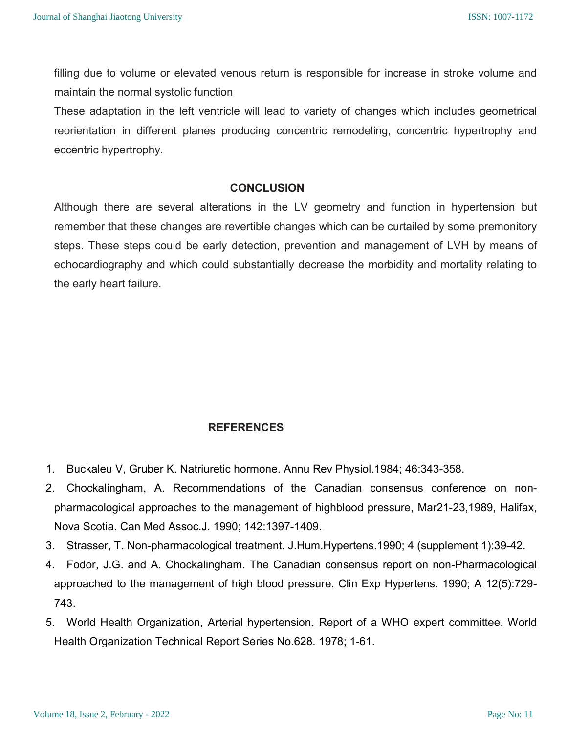filling due to volume or elevated venous return is responsible for increase in stroke volume and maintain the normal systolic function

These adaptation in the left ventricle will lead to variety of changes which includes geometrical reorientation in different planes producing concentric remodeling, concentric hypertrophy and eccentric hypertrophy.

## CONCLUSION

Although there are several alterations in the LV geometry and function in hypertension but remember that these changes are revertible changes which can be curtailed by some premonitory steps. These steps could be early detection, prevention and management of LVH by means of echocardiography and which could substantially decrease the morbidity and mortality relating to the early heart failure.

## REFERENCES

1. Buckaleu V, Gruber K. Natriuretic hormone. Annu Rev Physiol.1984; 46:343-358.
2. Chockalingham, A. Recommendations of the Canadian consensus conference on non-pharmacological approaches to the management of highblood pressure, Mar21-23,1989, Halifax, Nova Scotia. Can Med Assoc.J. 1990; 142:1397-1409.
3. Strasser, T. Non-pharmacological treatment. J.Hum.Hypertens.1990; 4 (supplement 1):39-42.
4. Fodor, J.G. and A. Chockalingham. The Canadian consensus report on non-Pharmacological approached to the management of high blood pressure. Clin Exp Hypertens. 1990; A 12(5):729-743.
5. World Health Organization, Arterial hypertension. Report of a WHO expert committee. World Health Organization Technical Report Series No.628. 1978; 1-61.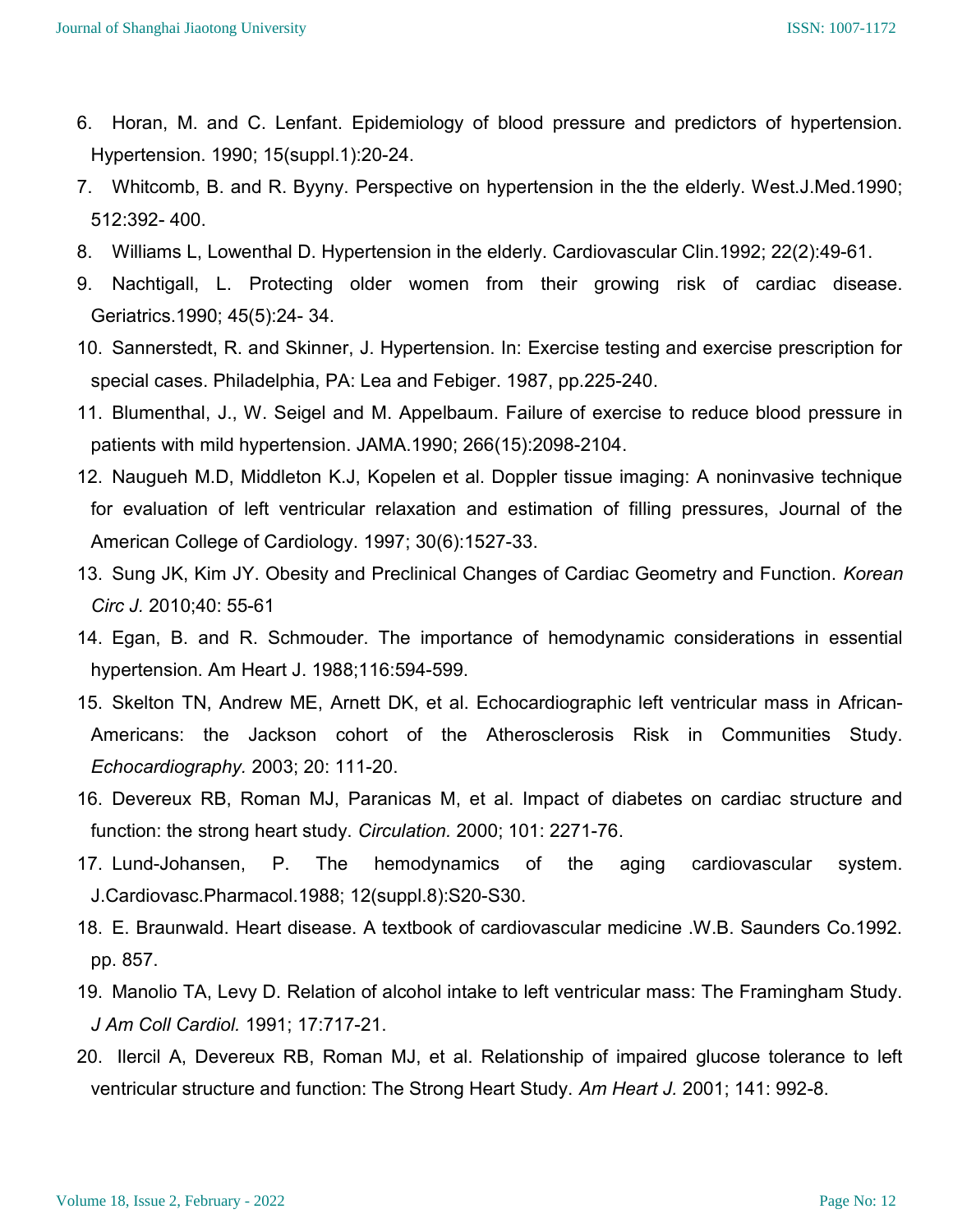6. Horan, M. and C. Lenfant. Epidemiology of blood pressure and predictors of hypertension. Hypertension. 1990; 15(suppl.1):20-24.
7. Whitcomb, B. and R. Byyny. Perspective on hypertension in the the elderly. West.J.Med.1990; 512:392- 400.
8. Williams L, Lowenthal D. Hypertension in the elderly. Cardiovascular Clin.1992; 22(2):49-61.
9. Nachtigall, L. Protecting older women from their growing risk of cardiac disease. Geriatrics.1990; 45(5):24- 34.
10. Sannerstedt, R. and Skinner, J. Hypertension. In: Exercise testing and exercise prescription for special cases. Philadelphia, PA: Lea and Febiger. 1987, pp.225-240.
11. Blumenthal, J., W. Seigel and M. Appelbaum. Failure of exercise to reduce blood pressure in patients with mild hypertension. JAMA.1990; 266(15):2098-2104.
12. Naugueh M.D, Middleton K.J, Kopelen et al. Doppler tissue imaging: A noninvasive technique for evaluation of left ventricular relaxation and estimation of filling pressures, Journal of the American College of Cardiology. 1997; 30(6):1527-33.
13. Sung JK, Kim JY. Obesity and Preclinical Changes of Cardiac Geometry and Function. *Korean Circ J.* 2010;40: 55-61
14. Egan, B. and R. Schmouder. The importance of hemodynamic considerations in essential hypertension. Am Heart J. 1988;116:594-599.
15. Skelton TN, Andrew ME, Arnett DK, et al. Echocardiographic left ventricular mass in African-Americans: the Jackson cohort of the Atherosclerosis Risk in Communities Study. *Echocardiography.* 2003; 20: 111-20.
16. Devereux RB, Roman MJ, Paranicas M, et al. Impact of diabetes on cardiac structure and function: the strong heart study. *Circulation.* 2000; 101: 2271-76.
17. Lund-Johansen, P. The hemodynamics of the aging cardiovascular system. J.Cardiovasc.Pharmacol.1988; 12(suppl.8):S20-S30.
18. E. Braunwald. Heart disease. A textbook of cardiovascular medicine .W.B. Saunders Co.1992. pp. 857.
19. Manolio TA, Levy D. Relation of alcohol intake to left ventricular mass: The Framingham Study. *J Am Coll Cardiol.* 1991; 17:717-21.
20. Ilercil A, Devereux RB, Roman MJ, et al. Relationship of impaired glucose tolerance to left ventricular structure and function: The Strong Heart Study. *Am Heart J.* 2001; 141: 992-8.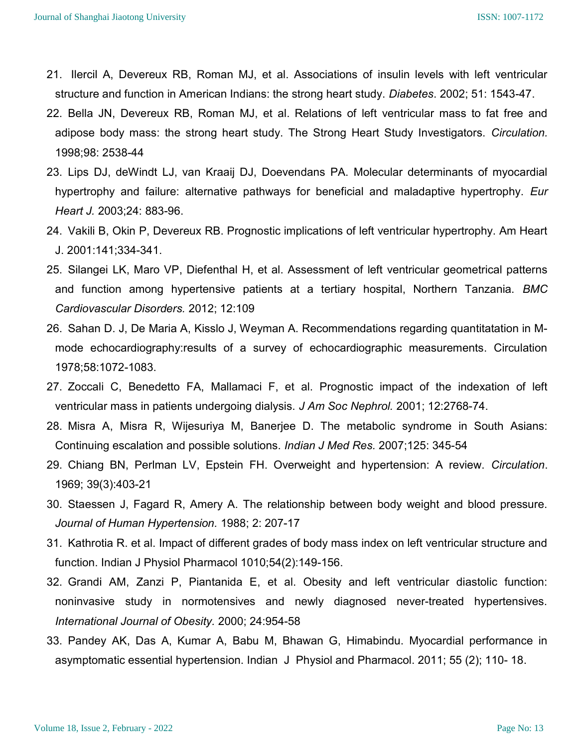21. Ilercil A, Devereux RB, Roman MJ, et al. Associations of insulin levels with left ventricular structure and function in American Indians: the strong heart study. *Diabetes*. 2002; 51: 1543-47.
22. Bella JN, Devereux RB, Roman MJ, et al. Relations of left ventricular mass to fat free and adipose body mass: the strong heart study. The Strong Heart Study Investigators. *Circulation.* 1998;98: 2538-44
23. Lips DJ, deWindt LJ, van Kraaij DJ, Doevendans PA. Molecular determinants of myocardial hypertrophy and failure: alternative pathways for beneficial and maladaptive hypertrophy. *Eur Heart J.* 2003;24: 883-96.
24. Vakili B, Okin P, Devereux RB. Prognostic implications of left ventricular hypertrophy. Am Heart J. 2001:141;334-341.
25. Silangei LK, Maro VP, Diefenthal H, et al. Assessment of left ventricular geometrical patterns and function among hypertensive patients at a tertiary hospital, Northern Tanzania. *BMC Cardiovascular Disorders.* 2012; 12:109
26. Sahan D. J, De Maria A, Kisslo J, Weyman A. Recommendations regarding quantitatation in M-mode echocardiography:results of a survey of echocardiographic measurements. Circulation 1978;58:1072-1083.
27. Zoccali C, Benedetto FA, Mallamaci F, et al. Prognostic impact of the indexation of left ventricular mass in patients undergoing dialysis. *J Am Soc Nephrol.* 2001; 12:2768-74.
28. Misra A, Misra R, Wijesuriya M, Banerjee D. The metabolic syndrome in South Asians: Continuing escalation and possible solutions. *Indian J Med Res.* 2007;125: 345-54
29. Chiang BN, Perlman LV, Epstein FH. Overweight and hypertension: A review. *Circulation*. 1969; 39(3):403-21
30. Staessen J, Fagard R, Amery A. The relationship between body weight and blood pressure. *Journal of Human Hypertension.* 1988; 2: 207-17
31. Kathrotia R. et al. Impact of different grades of body mass index on left ventricular structure and function. Indian J Physiol Pharmacol 1010;54(2):149-156.
32. Grandi AM, Zanzi P, Piantanida E, et al. Obesity and left ventricular diastolic function: noninvasive study in normotensives and newly diagnosed never-treated hypertensives. *International Journal of Obesity.* 2000; 24:954-58
33. Pandey AK, Das A, Kumar A, Babu M, Bhawan G, Himabindu. Myocardial performance in asymptomatic essential hypertension. Indian J Physiol and Pharmacol. 2011; 55 (2); 110- 18.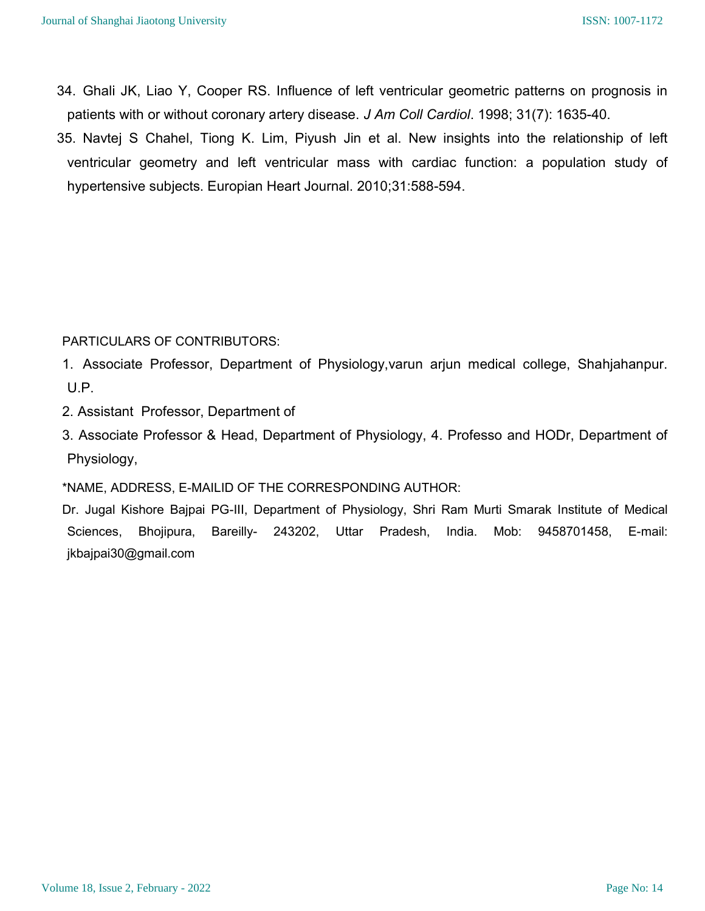34. Ghali JK, Liao Y, Cooper RS. Influence of left ventricular geometric patterns on prognosis in patients with or without coronary artery disease. *J Am Coll Cardiol*. 1998; 31(7): 1635-40.
35. Navtej S Chahel, Tiong K. Lim, Piyush Jin et al. New insights into the relationship of left ventricular geometry and left ventricular mass with cardiac function: a population study of hypertensive subjects. Europian Heart Journal. 2010;31:588-594.

PARTICULARS OF CONTRIBUTORS:

1. Associate Professor, Department of Physiology,varun arjun medical college, Shahjahanpur. U.P.
2. Assistant Professor, Department of
3. Associate Professor & Head, Department of Physiology, 4. Professo and HODr, Department of Physiology,

*NAME, ADDRESS, E-MAILID OF THE CORRESPONDING AUTHOR:

Dr. Jugal Kishore Bajpai PG-III, Department of Physiology, Shri Ram Murti Smarak Institute of Medical Sciences, Bhojipura, Bareilly- 243202, Uttar Pradesh, India. Mob: 9458701458, E-mail: jkbajpai30@gmail.com